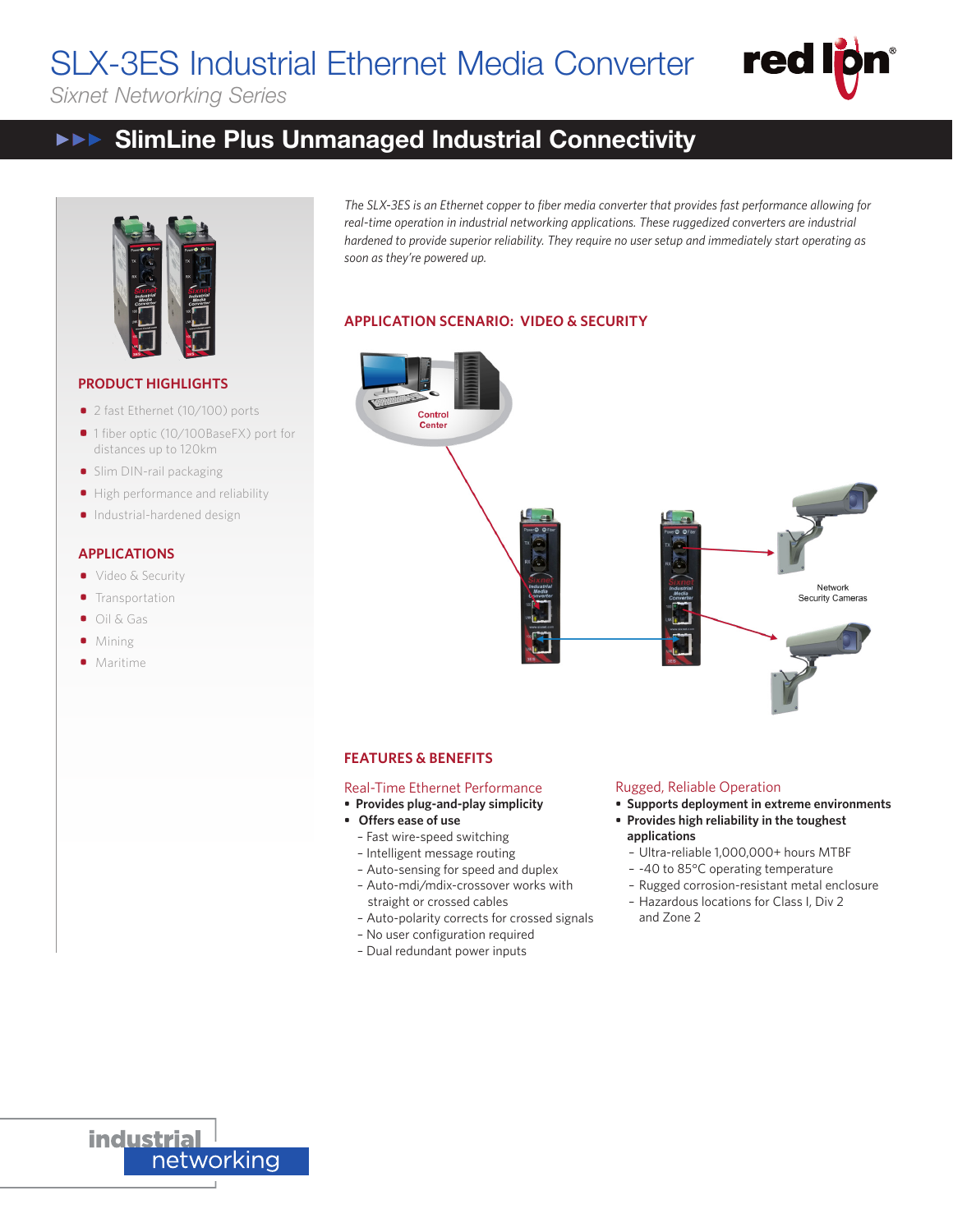# SLX-3ES Industrial Ethernet Media Converter

*Sixnet Networking Series*

## ►►► SlimLine Plus Unmanaged Industrial Connectivity

*The SLX-3ES is an Ethernet copper to fiber media converter that provides fast performance allowing for real-time operation in industrial networking applications. These ruggedized converters are industrial hardened to provide superior reliability. They require no user setup and immediately start operating as soon as they're powered up.*

### PRODUCT HIGHLIGHTS

- 2 fast Ethernet (10/100) ports
- 1 fiber optic (10/100BaseFX) port for distances up to 120km
- Slim DIN-rail packaging
- High performance and reliability
- Industrial-hardened design

### APPLICATIONS

- Video & Security
- Transportation
- Oil & Gas
- Mining
- Maritime

### APPLICATION SCENARIO: VIDEO & SECURITY

Control Center

Network Security Cameras

### FEATURES & BENEFITS

**Real-Time Ethernet Performance**

- **Provides plug-and-play simplicity**
- **Offers ease of use**
  - Fast wire-speed switching
  - Intelligent message routing
  - Auto-sensing for speed and duplex
  - Auto-mdi/mdix-crossover works with straight or crossed cables
  - Auto-polarity corrects for crossed signals
  - No user configuration required
  - Dual redundant power inputs

**Rugged, Reliable Operation**

- **Supports deployment in extreme environments**
- **Provides high reliability in the toughest applications**
  - Ultra-reliable 1,000,000+ hours MTBF
  - -40 to 85°C operating temperature
  - Rugged corrosion-resistant metal enclosure
  - Hazardous locations for Class I, Div 2 and Zone 2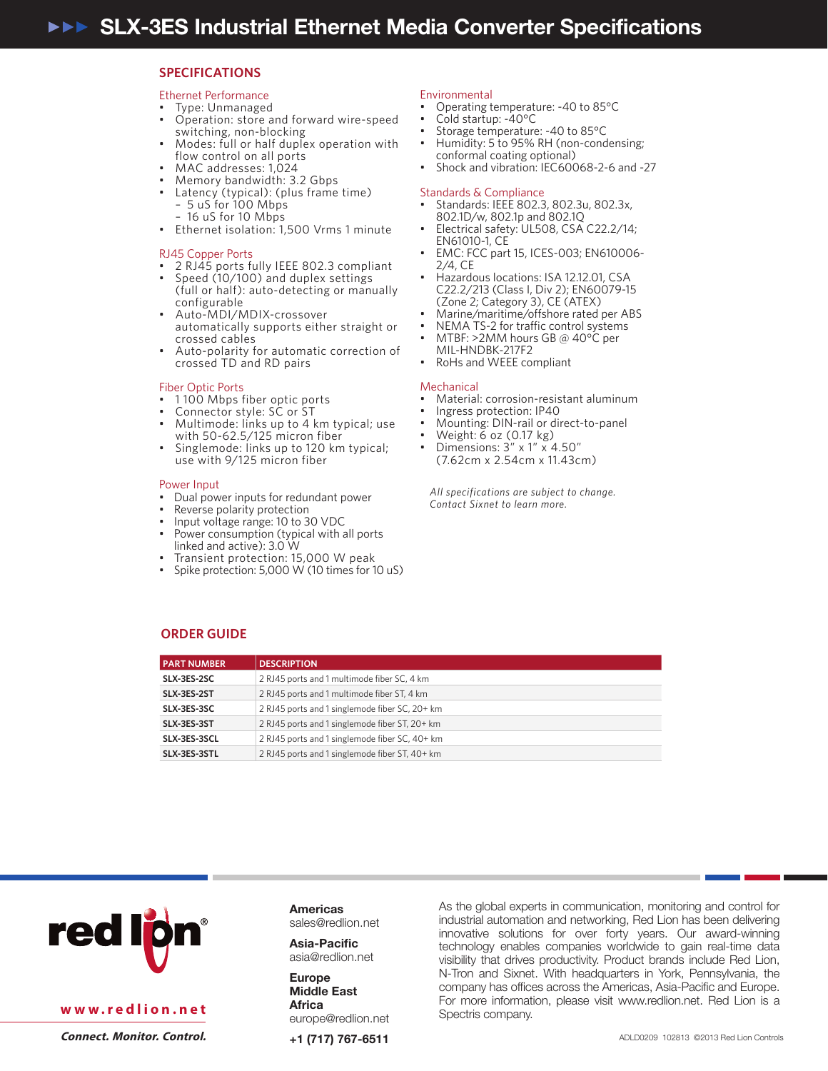# SLX-3ES Industrial Ethernet Media Converter Specifications

## SPECIFICATIONS

### Ethernet Performance

- Type: Unmanaged
- Operation: store and forward wire-speed switching, non-blocking
- Modes: full or half duplex operation with flow control on all ports
- MAC addresses: 1,024
- Memory bandwidth: 3.2 Gbps
- Latency (typical): (plus frame time)
  - 5 uS for 100 Mbps
  - 16 uS for 10 Mbps
- Ethernet isolation: 1,500 Vrms 1 minute

### RJ45 Copper Ports

- 2 RJ45 ports fully IEEE 802.3 compliant
- Speed (10/100) and duplex settings (full or half): auto-detecting or manually configurable
- Auto-MDI/MDIX-crossover automatically supports either straight or crossed cables
- Auto-polarity for automatic correction of crossed TD and RD pairs

### Fiber Optic Ports

- 1 100 Mbps fiber optic ports
- Connector style: SC or ST
- Multimode: links up to 4 km typical; use with 50-62.5/125 micron fiber
- Singlemode: links up to 120 km typical; use with 9/125 micron fiber

### Power Input

- Dual power inputs for redundant power
- Reverse polarity protection
- Input voltage range: 10 to 30 VDC
- Power consumption (typical with all ports linked and active): 3.0 W
- Transient protection: 15,000 W peak
- Spike protection: 5,000 W (10 times for 10 uS)

### Environmental

- Operating temperature: -40 to 85°C
- Cold startup: -40°C
- Storage temperature: -40 to 85°C
- Humidity: 5 to 95% RH (non-condensing; conformal coating optional)
- Shock and vibration: IEC60068-2-6 and -27

### Standards & Compliance

- Standards: IEEE 802.3, 802.3u, 802.3x, 802.1D/w, 802.1p and 802.1Q
- Electrical safety: UL508, CSA C22.2/14; EN61010-1, CE
- EMC: FCC part 15, ICES-003; EN610006-2/4, CE
- Hazardous locations: ISA 12.12.01, CSA C22.2/213 (Class I, Div 2); EN60079-15 (Zone 2; Category 3), CE (ATEX)
- Marine/maritime/offshore rated per ABS
- NEMA TS-2 for traffic control systems
- MTBF: >2MM hours GB @ 40°C per MIL-HNDBK-217F2
- RoHs and WEEE compliant

### Mechanical

- Material: corrosion-resistant aluminum
- Ingress protection: IP40
- Mounting: DIN-rail or direct-to-panel
- Weight: 6 oz (0.17 kg)
- Dimensions: 3" x 1" x 4.50" (7.62cm x 2.54cm x 11.43cm)

*All specifications are subject to change. Contact Sixnet to learn more.*

## ORDER GUIDE

| PART NUMBER | DESCRIPTION |
|---|---|
| **SLX-3ES-2SC** | 2 RJ45 ports and 1 multimode fiber SC, 4 km |
| **SLX-3ES-2ST** | 2 RJ45 ports and 1 multimode fiber ST, 4 km |
| **SLX-3ES-3SC** | 2 RJ45 ports and 1 singlemode fiber SC, 20+ km |
| **SLX-3ES-3ST** | 2 RJ45 ports and 1 singlemode fiber ST, 20+ km |
| **SLX-3ES-3SCL** | 2 RJ45 ports and 1 singlemode fiber SC, 40+ km |
| **SLX-3ES-3STL** | 2 RJ45 ports and 1 singlemode fiber ST, 40+ km |

red lion®

www.redlion.net

**Connect. Monitor. Control.**

**Americas**
sales@redlion.net

**Asia-Pacific**
asia@redlion.net

**Europe
Middle East
Africa**
europe@redlion.net

**+1 (717) 767-6511**

As the global experts in communication, monitoring and control for industrial automation and networking, Red Lion has been delivering innovative solutions for over forty years. Our award-winning technology enables companies worldwide to gain real-time data visibility that drives productivity. Product brands include Red Lion, N-Tron and Sixnet. With headquarters in York, Pennsylvania, the company has offices across the Americas, Asia-Pacific and Europe. For more information, please visit www.redlion.net. Red Lion is a Spectris company.

ADLD0209 102813 ©2013 Red Lion Controls